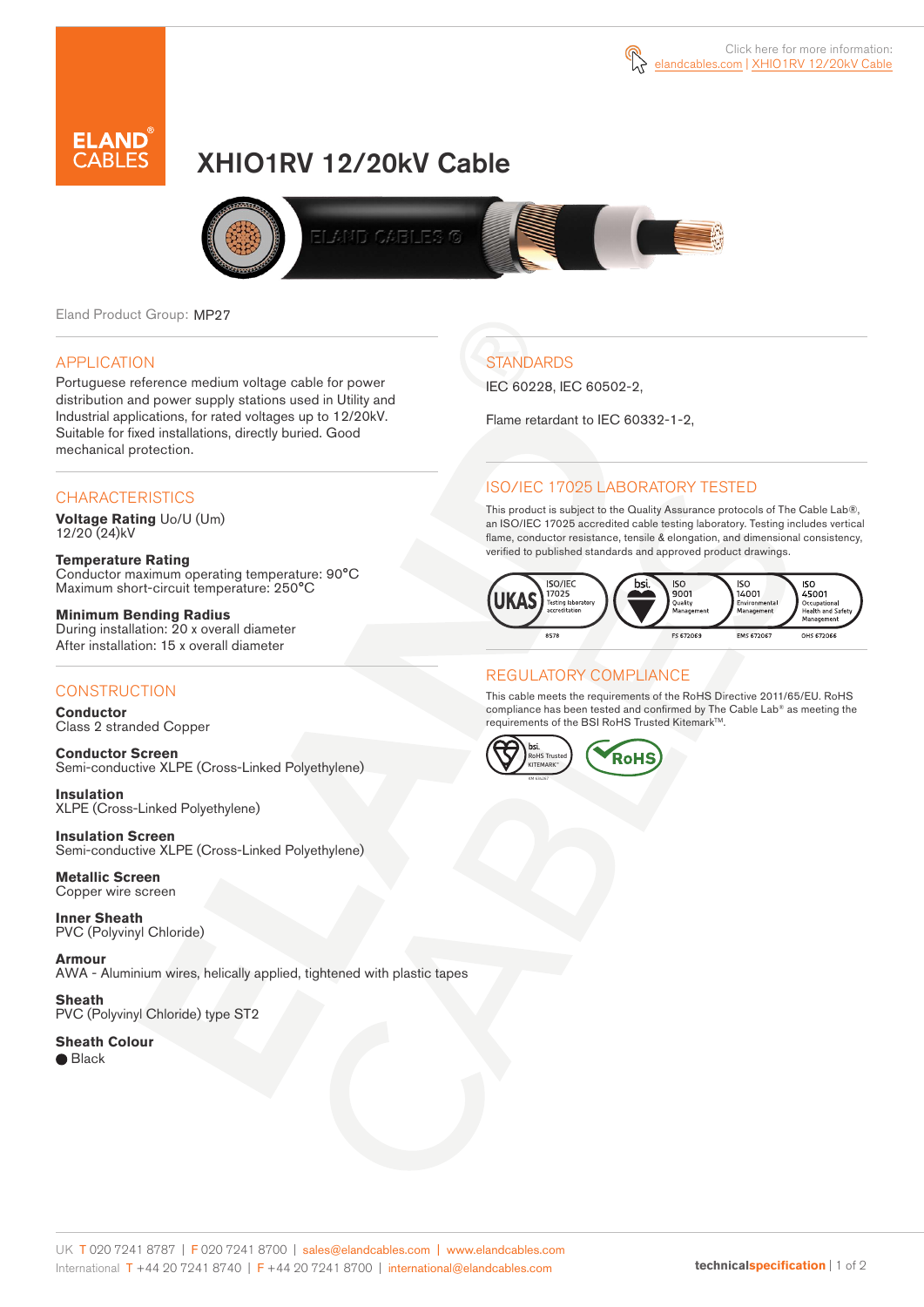Click here for more information: elandcables.com | XHIO1RV 12/20kV Cable

# XHIO1RV 12/20kV Cable

Eland Product Group: MP27

## APPLICATION

Portuguese reference medium voltage cable for power distribution and power supply stations used in Utility and Industrial applications, for rated voltages up to 12/20kV. Suitable for fixed installations, directly buried. Good mechanical protection.

## CHARACTERISTICS

**Voltage Rating** Uo/U (Um)
12/20 (24)kV

**Temperature Rating**
Conductor maximum operating temperature: 90°C
Maximum short-circuit temperature: 250°C

**Minimum Bending Radius**
During installation: 20 x overall diameter
After installation: 15 x overall diameter

## CONSTRUCTION

**Conductor**
Class 2 stranded Copper

**Conductor Screen**
Semi-conductive XLPE (Cross-Linked Polyethylene)

**Insulation**
XLPE (Cross-Linked Polyethylene)

**Insulation Screen**
Semi-conductive XLPE (Cross-Linked Polyethylene)

**Metallic Screen**
Copper wire screen

**Inner Sheath**
PVC (Polyvinyl Chloride)

**Armour**
AWA - Aluminium wires, helically applied, tightened with plastic tapes

**Sheath**
PVC (Polyvinyl Chloride) type ST2

**Sheath Colour**
● Black

## STANDARDS

IEC 60228, IEC 60502-2,

Flame retardant to IEC 60332-1-2,

## ISO/IEC 17025 LABORATORY TESTED

This product is subject to the Quality Assurance protocols of The Cable Lab®, an ISO/IEC 17025 accredited cable testing laboratory. Testing includes vertical flame, conductor resistance, tensile & elongation, and dimensional consistency, verified to published standards and approved product drawings.

UKAS ISO/IEC 17025 Testing laboratory accreditation 8578 | bsi. ISO 9001 Quality Management FS 672069 | ISO 14001 Environmental Management EMS 672067 | ISO 45001 Occupational Health and Safety Management OHS 672066

## REGULATORY COMPLIANCE

This cable meets the requirements of the RoHS Directive 2011/65/EU. RoHS compliance has been tested and confirmed by The Cable Lab® as meeting the requirements of the BSI RoHS Trusted Kitemark™.

bsi. RoHS Trusted KITEMARK™ | RoHS

UK T 020 7241 8787 | F 020 7241 8700 | sales@elandcables.com | www.elandcables.com
International T +44 20 7241 8740 | F +44 20 7241 8700 | international@elandcables.com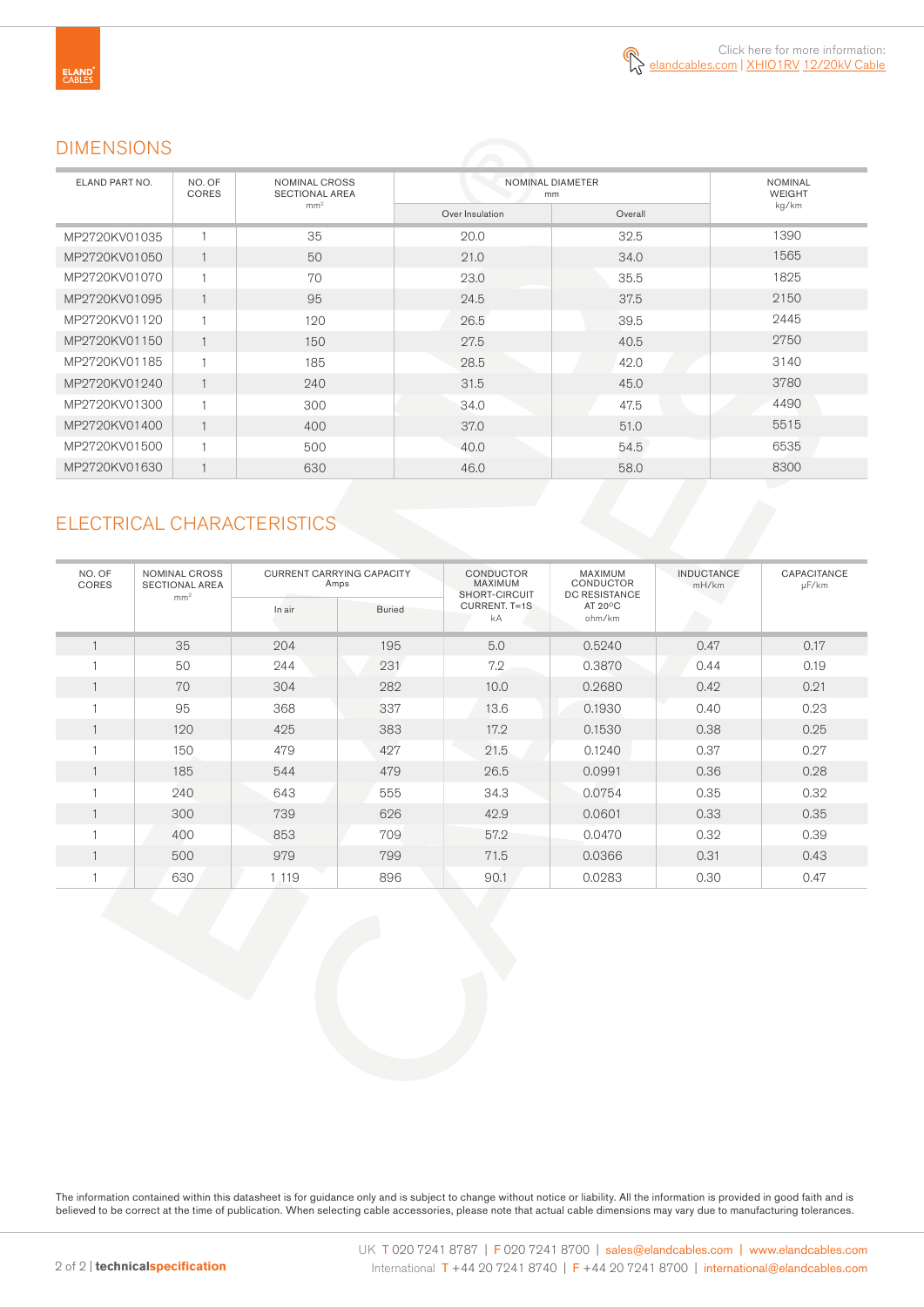Click here for more information: elandcables.com | XHIO1RV 12/20kV Cable

## DIMENSIONS

| ELAND PART NO. | NO. OF CORES | NOMINAL CROSS SECTIONAL AREA mm² | NOMINAL DIAMETER mm | | NOMINAL WEIGHT kg/km |
|---|---|---|---|---|---|
| | | | Over Insulation | Overall | |
| MP2720KV01035 | 1 | 35 | 20.0 | 32.5 | 1390 |
| MP2720KV01050 | 1 | 50 | 21.0 | 34.0 | 1565 |
| MP2720KV01070 | 1 | 70 | 23.0 | 35.5 | 1825 |
| MP2720KV01095 | 1 | 95 | 24.5 | 37.5 | 2150 |
| MP2720KV01120 | 1 | 120 | 26.5 | 39.5 | 2445 |
| MP2720KV01150 | 1 | 150 | 27.5 | 40.5 | 2750 |
| MP2720KV01185 | 1 | 185 | 28.5 | 42.0 | 3140 |
| MP2720KV01240 | 1 | 240 | 31.5 | 45.0 | 3780 |
| MP2720KV01300 | 1 | 300 | 34.0 | 47.5 | 4490 |
| MP2720KV01400 | 1 | 400 | 37.0 | 51.0 | 5515 |
| MP2720KV01500 | 1 | 500 | 40.0 | 54.5 | 6535 |
| MP2720KV01630 | 1 | 630 | 46.0 | 58.0 | 8300 |

## ELECTRICAL CHARACTERISTICS

| NO. OF CORES | NOMINAL CROSS SECTIONAL AREA mm² | CURRENT CARRYING CAPACITY Amps | | CONDUCTOR MAXIMUM SHORT-CIRCUIT CURRENT. T=1S kA | MAXIMUM CONDUCTOR DC RESISTANCE AT 20ºC ohm/km | INDUCTANCE mH/km | CAPACITANCE µF/km |
|---|---|---|---|---|---|---|---|
| | | In air | Buried | | | | |
| 1 | 35 | 204 | 195 | 5.0 | 0.5240 | 0.47 | 0.17 |
| 1 | 50 | 244 | 231 | 7.2 | 0.3870 | 0.44 | 0.19 |
| 1 | 70 | 304 | 282 | 10.0 | 0.2680 | 0.42 | 0.21 |
| 1 | 95 | 368 | 337 | 13.6 | 0.1930 | 0.40 | 0.23 |
| 1 | 120 | 425 | 383 | 17.2 | 0.1530 | 0.38 | 0.25 |
| 1 | 150 | 479 | 427 | 21.5 | 0.1240 | 0.37 | 0.27 |
| 1 | 185 | 544 | 479 | 26.5 | 0.0991 | 0.36 | 0.28 |
| 1 | 240 | 643 | 555 | 34.3 | 0.0754 | 0.35 | 0.32 |
| 1 | 300 | 739 | 626 | 42.9 | 0.0601 | 0.33 | 0.35 |
| 1 | 400 | 853 | 709 | 57.2 | 0.0470 | 0.32 | 0.39 |
| 1 | 500 | 979 | 799 | 71.5 | 0.0366 | 0.31 | 0.43 |
| 1 | 630 | 1 119 | 896 | 90.1 | 0.0283 | 0.30 | 0.47 |

The information contained within this datasheet is for guidance only and is subject to change without notice or liability. All the information is provided in good faith and is believed to be correct at the time of publication. When selecting cable accessories, please note that actual cable dimensions may vary due to manufacturing tolerances.

UK T 020 7241 8787 | F 020 7241 8700 | sales@elandcables.com | www.elandcables.com
International T +44 20 7241 8740 | F +44 20 7241 8700 | international@elandcables.com